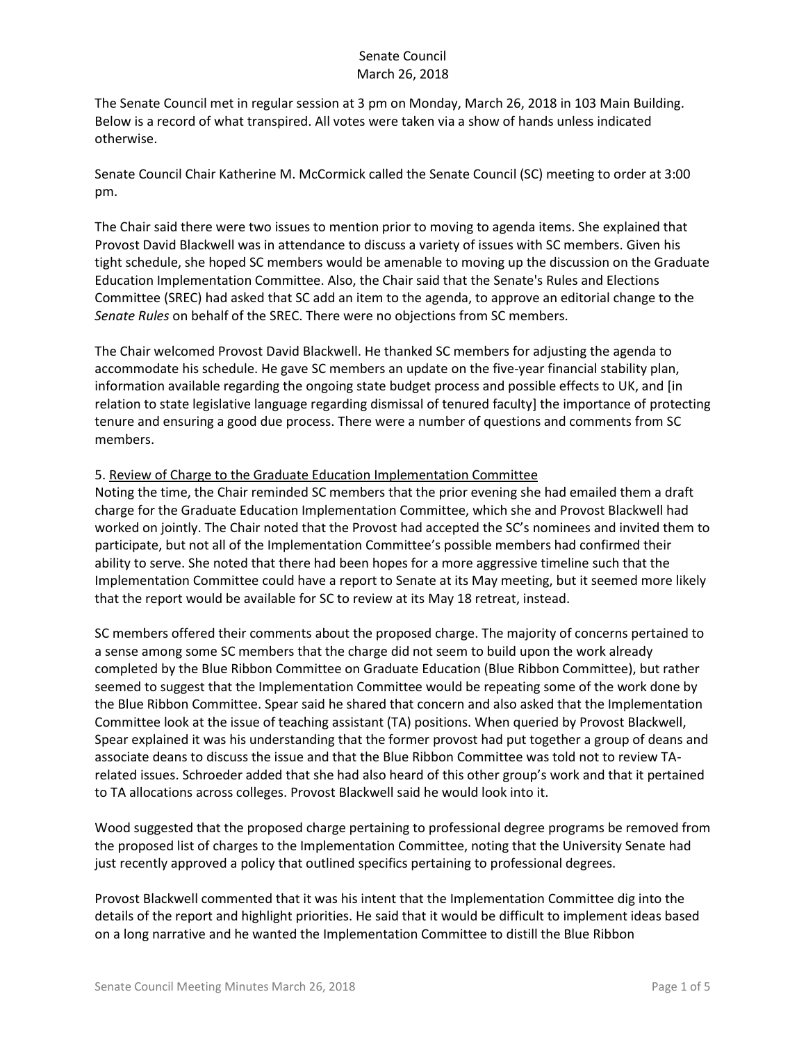# Senate Council
March 26, 2018

The Senate Council met in regular session at 3 pm on Monday, March 26, 2018 in 103 Main Building. Below is a record of what transpired. All votes were taken via a show of hands unless indicated otherwise.

Senate Council Chair Katherine M. McCormick called the Senate Council (SC) meeting to order at 3:00 pm.

The Chair said there were two issues to mention prior to moving to agenda items. She explained that Provost David Blackwell was in attendance to discuss a variety of issues with SC members. Given his tight schedule, she hoped SC members would be amenable to moving up the discussion on the Graduate Education Implementation Committee. Also, the Chair said that the Senate's Rules and Elections Committee (SREC) had asked that SC add an item to the agenda, to approve an editorial change to the *Senate Rules* on behalf of the SREC. There were no objections from SC members.

The Chair welcomed Provost David Blackwell. He thanked SC members for adjusting the agenda to accommodate his schedule. He gave SC members an update on the five-year financial stability plan, information available regarding the ongoing state budget process and possible effects to UK, and [in relation to state legislative language regarding dismissal of tenured faculty] the importance of protecting tenure and ensuring a good due process. There were a number of questions and comments from SC members.

5. Review of Charge to the Graduate Education Implementation Committee

Noting the time, the Chair reminded SC members that the prior evening she had emailed them a draft charge for the Graduate Education Implementation Committee, which she and Provost Blackwell had worked on jointly. The Chair noted that the Provost had accepted the SC's nominees and invited them to participate, but not all of the Implementation Committee's possible members had confirmed their ability to serve. She noted that there had been hopes for a more aggressive timeline such that the Implementation Committee could have a report to Senate at its May meeting, but it seemed more likely that the report would be available for SC to review at its May 18 retreat, instead.

SC members offered their comments about the proposed charge. The majority of concerns pertained to a sense among some SC members that the charge did not seem to build upon the work already completed by the Blue Ribbon Committee on Graduate Education (Blue Ribbon Committee), but rather seemed to suggest that the Implementation Committee would be repeating some of the work done by the Blue Ribbon Committee. Spear said he shared that concern and also asked that the Implementation Committee look at the issue of teaching assistant (TA) positions. When queried by Provost Blackwell, Spear explained it was his understanding that the former provost had put together a group of deans and associate deans to discuss the issue and that the Blue Ribbon Committee was told not to review TA-related issues. Schroeder added that she had also heard of this other group's work and that it pertained to TA allocations across colleges. Provost Blackwell said he would look into it.

Wood suggested that the proposed charge pertaining to professional degree programs be removed from the proposed list of charges to the Implementation Committee, noting that the University Senate had just recently approved a policy that outlined specifics pertaining to professional degrees.

Provost Blackwell commented that it was his intent that the Implementation Committee dig into the details of the report and highlight priorities. He said that it would be difficult to implement ideas based on a long narrative and he wanted the Implementation Committee to distill the Blue Ribbon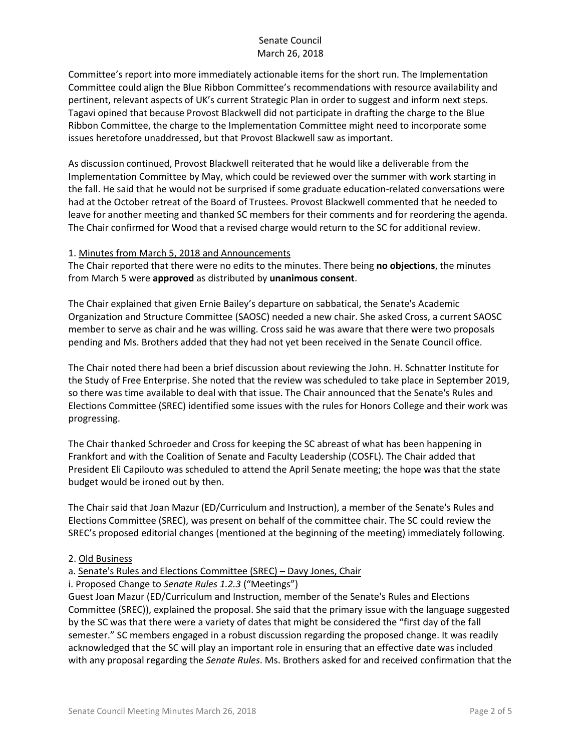Committee's report into more immediately actionable items for the short run. The Implementation Committee could align the Blue Ribbon Committee's recommendations with resource availability and pertinent, relevant aspects of UK's current Strategic Plan in order to suggest and inform next steps. Tagavi opined that because Provost Blackwell did not participate in drafting the charge to the Blue Ribbon Committee, the charge to the Implementation Committee might need to incorporate some issues heretofore unaddressed, but that Provost Blackwell saw as important.

As discussion continued, Provost Blackwell reiterated that he would like a deliverable from the Implementation Committee by May, which could be reviewed over the summer with work starting in the fall. He said that he would not be surprised if some graduate education-related conversations were had at the October retreat of the Board of Trustees. Provost Blackwell commented that he needed to leave for another meeting and thanked SC members for their comments and for reordering the agenda. The Chair confirmed for Wood that a revised charge would return to the SC for additional review.

1. Minutes from March 5, 2018 and Announcements

The Chair reported that there were no edits to the minutes. There being **no objections**, the minutes from March 5 were **approved** as distributed by **unanimous consent**.

The Chair explained that given Ernie Bailey's departure on sabbatical, the Senate's Academic Organization and Structure Committee (SAOSC) needed a new chair. She asked Cross, a current SAOSC member to serve as chair and he was willing. Cross said he was aware that there were two proposals pending and Ms. Brothers added that they had not yet been received in the Senate Council office.

The Chair noted there had been a brief discussion about reviewing the John. H. Schnatter Institute for the Study of Free Enterprise. She noted that the review was scheduled to take place in September 2019, so there was time available to deal with that issue. The Chair announced that the Senate's Rules and Elections Committee (SREC) identified some issues with the rules for Honors College and their work was progressing.

The Chair thanked Schroeder and Cross for keeping the SC abreast of what has been happening in Frankfort and with the Coalition of Senate and Faculty Leadership (COSFL). The Chair added that President Eli Capilouto was scheduled to attend the April Senate meeting; the hope was that the state budget would be ironed out by then.

The Chair said that Joan Mazur (ED/Curriculum and Instruction), a member of the Senate's Rules and Elections Committee (SREC), was present on behalf of the committee chair. The SC could review the SREC's proposed editorial changes (mentioned at the beginning of the meeting) immediately following.

2. Old Business

a. Senate's Rules and Elections Committee (SREC) – Davy Jones, Chair

i. Proposed Change to *Senate Rules 1.2.3* ("Meetings")

Guest Joan Mazur (ED/Curriculum and Instruction, member of the Senate's Rules and Elections Committee (SREC)), explained the proposal. She said that the primary issue with the language suggested by the SC was that there were a variety of dates that might be considered the "first day of the fall semester." SC members engaged in a robust discussion regarding the proposed change. It was readily acknowledged that the SC will play an important role in ensuring that an effective date was included with any proposal regarding the *Senate Rules*. Ms. Brothers asked for and received confirmation that the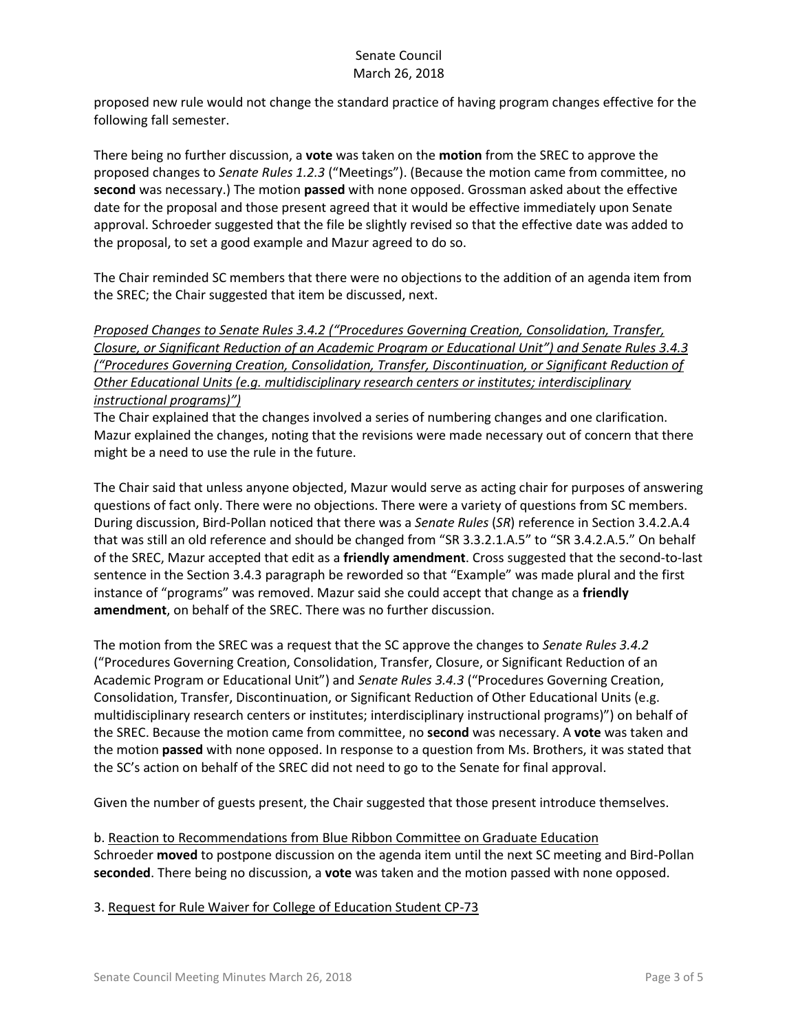proposed new rule would not change the standard practice of having program changes effective for the following fall semester.

There being no further discussion, a **vote** was taken on the **motion** from the SREC to approve the proposed changes to *Senate Rules 1.2.3* ("Meetings"). (Because the motion came from committee, no **second** was necessary.) The motion **passed** with none opposed. Grossman asked about the effective date for the proposal and those present agreed that it would be effective immediately upon Senate approval. Schroeder suggested that the file be slightly revised so that the effective date was added to the proposal, to set a good example and Mazur agreed to do so.

The Chair reminded SC members that there were no objections to the addition of an agenda item from the SREC; the Chair suggested that item be discussed, next.

*Proposed Changes to Senate Rules 3.4.2 ("Procedures Governing Creation, Consolidation, Transfer, Closure, or Significant Reduction of an Academic Program or Educational Unit") and Senate Rules 3.4.3 ("Procedures Governing Creation, Consolidation, Transfer, Discontinuation, or Significant Reduction of Other Educational Units (e.g. multidisciplinary research centers or institutes; interdisciplinary instructional programs)")*

The Chair explained that the changes involved a series of numbering changes and one clarification. Mazur explained the changes, noting that the revisions were made necessary out of concern that there might be a need to use the rule in the future.

The Chair said that unless anyone objected, Mazur would serve as acting chair for purposes of answering questions of fact only. There were no objections. There were a variety of questions from SC members. During discussion, Bird-Pollan noticed that there was a *Senate Rules* (*SR*) reference in Section 3.4.2.A.4 that was still an old reference and should be changed from "SR 3.3.2.1.A.5" to "SR 3.4.2.A.5." On behalf of the SREC, Mazur accepted that edit as a **friendly amendment**. Cross suggested that the second-to-last sentence in the Section 3.4.3 paragraph be reworded so that "Example" was made plural and the first instance of "programs" was removed. Mazur said she could accept that change as a **friendly amendment**, on behalf of the SREC. There was no further discussion.

The motion from the SREC was a request that the SC approve the changes to *Senate Rules 3.4.2* ("Procedures Governing Creation, Consolidation, Transfer, Closure, or Significant Reduction of an Academic Program or Educational Unit") and *Senate Rules 3.4.3* ("Procedures Governing Creation, Consolidation, Transfer, Discontinuation, or Significant Reduction of Other Educational Units (e.g. multidisciplinary research centers or institutes; interdisciplinary instructional programs)") on behalf of the SREC. Because the motion came from committee, no **second** was necessary. A **vote** was taken and the motion **passed** with none opposed. In response to a question from Ms. Brothers, it was stated that the SC's action on behalf of the SREC did not need to go to the Senate for final approval.

Given the number of guests present, the Chair suggested that those present introduce themselves.

b. Reaction to Recommendations from Blue Ribbon Committee on Graduate Education

Schroeder **moved** to postpone discussion on the agenda item until the next SC meeting and Bird-Pollan **seconded**. There being no discussion, a **vote** was taken and the motion passed with none opposed.

3. Request for Rule Waiver for College of Education Student CP-73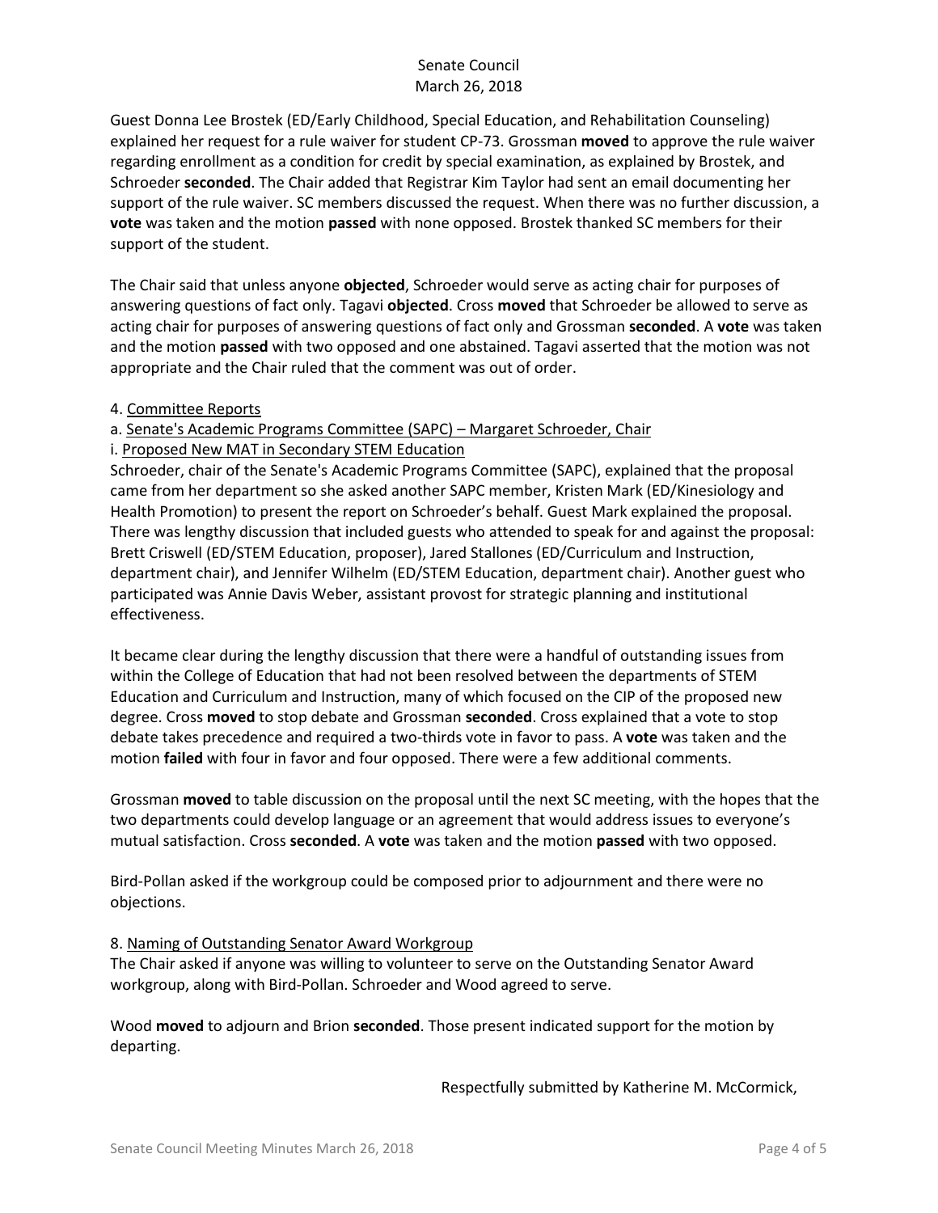Guest Donna Lee Brostek (ED/Early Childhood, Special Education, and Rehabilitation Counseling) explained her request for a rule waiver for student CP-73. Grossman **moved** to approve the rule waiver regarding enrollment as a condition for credit by special examination, as explained by Brostek, and Schroeder **seconded**. The Chair added that Registrar Kim Taylor had sent an email documenting her support of the rule waiver. SC members discussed the request. When there was no further discussion, a **vote** was taken and the motion **passed** with none opposed. Brostek thanked SC members for their support of the student.

The Chair said that unless anyone **objected**, Schroeder would serve as acting chair for purposes of answering questions of fact only. Tagavi **objected**. Cross **moved** that Schroeder be allowed to serve as acting chair for purposes of answering questions of fact only and Grossman **seconded**. A **vote** was taken and the motion **passed** with two opposed and one abstained. Tagavi asserted that the motion was not appropriate and the Chair ruled that the comment was out of order.

4. <u>Committee Reports</u>

a. <u>Senate's Academic Programs Committee (SAPC) – Margaret Schroeder, Chair</u>

i. <u>Proposed New MAT in Secondary STEM Education</u>

Schroeder, chair of the Senate's Academic Programs Committee (SAPC), explained that the proposal came from her department so she asked another SAPC member, Kristen Mark (ED/Kinesiology and Health Promotion) to present the report on Schroeder's behalf. Guest Mark explained the proposal. There was lengthy discussion that included guests who attended to speak for and against the proposal: Brett Criswell (ED/STEM Education, proposer), Jared Stallones (ED/Curriculum and Instruction, department chair), and Jennifer Wilhelm (ED/STEM Education, department chair). Another guest who participated was Annie Davis Weber, assistant provost for strategic planning and institutional effectiveness.

It became clear during the lengthy discussion that there were a handful of outstanding issues from within the College of Education that had not been resolved between the departments of STEM Education and Curriculum and Instruction, many of which focused on the CIP of the proposed new degree. Cross **moved** to stop debate and Grossman **seconded**. Cross explained that a vote to stop debate takes precedence and required a two-thirds vote in favor to pass. A **vote** was taken and the motion **failed** with four in favor and four opposed. There were a few additional comments.

Grossman **moved** to table discussion on the proposal until the next SC meeting, with the hopes that the two departments could develop language or an agreement that would address issues to everyone's mutual satisfaction. Cross **seconded**. A **vote** was taken and the motion **passed** with two opposed.

Bird-Pollan asked if the workgroup could be composed prior to adjournment and there were no objections.

8. <u>Naming of Outstanding Senator Award Workgroup</u>

The Chair asked if anyone was willing to volunteer to serve on the Outstanding Senator Award workgroup, along with Bird-Pollan. Schroeder and Wood agreed to serve.

Wood **moved** to adjourn and Brion **seconded**. Those present indicated support for the motion by departing.

Respectfully submitted by Katherine M. McCormick,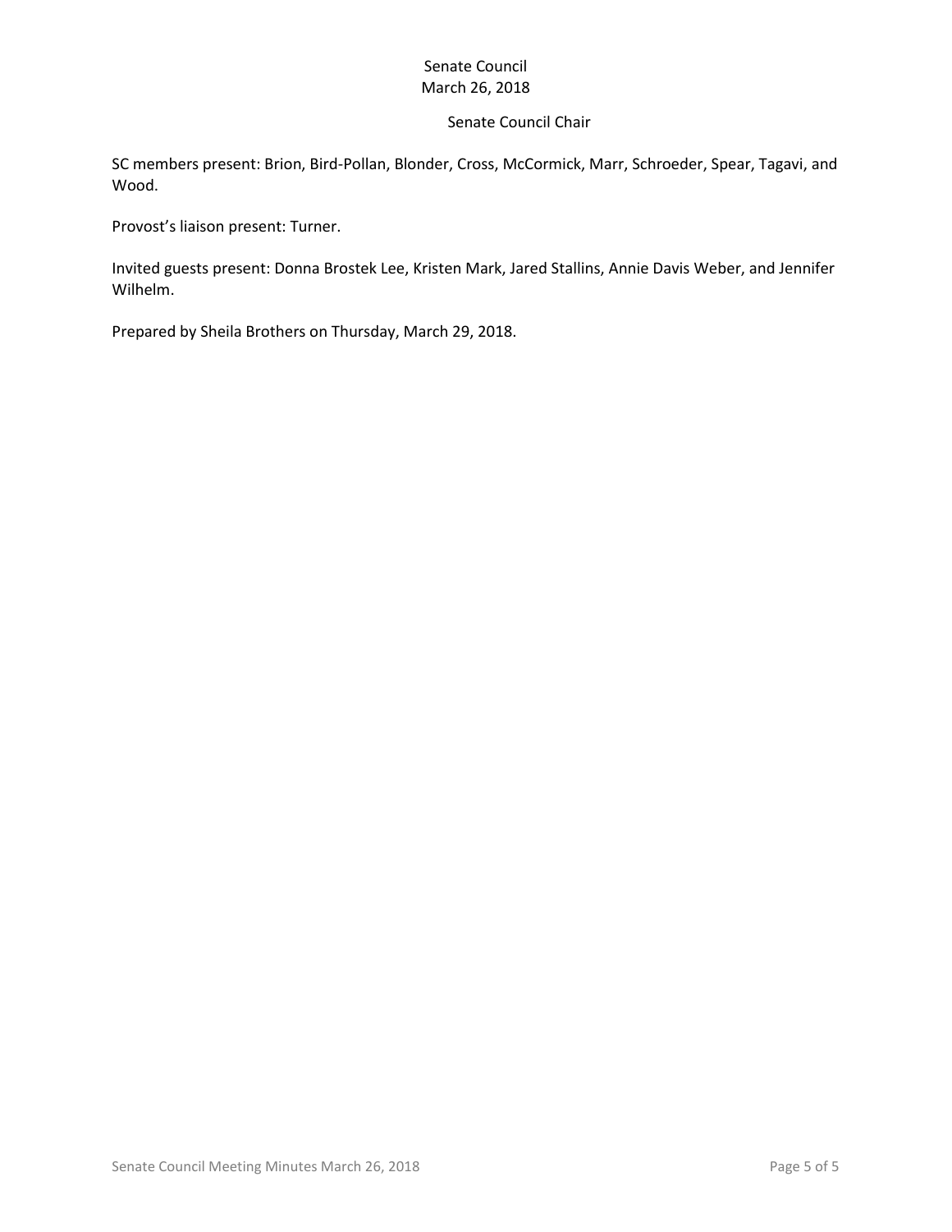Senate Council
March 26, 2018

Senate Council Chair

SC members present: Brion, Bird-Pollan, Blonder, Cross, McCormick, Marr, Schroeder, Spear, Tagavi, and Wood.

Provost's liaison present: Turner.

Invited guests present: Donna Brostek Lee, Kristen Mark, Jared Stallins, Annie Davis Weber, and Jennifer Wilhelm.

Prepared by Sheila Brothers on Thursday, March 29, 2018.